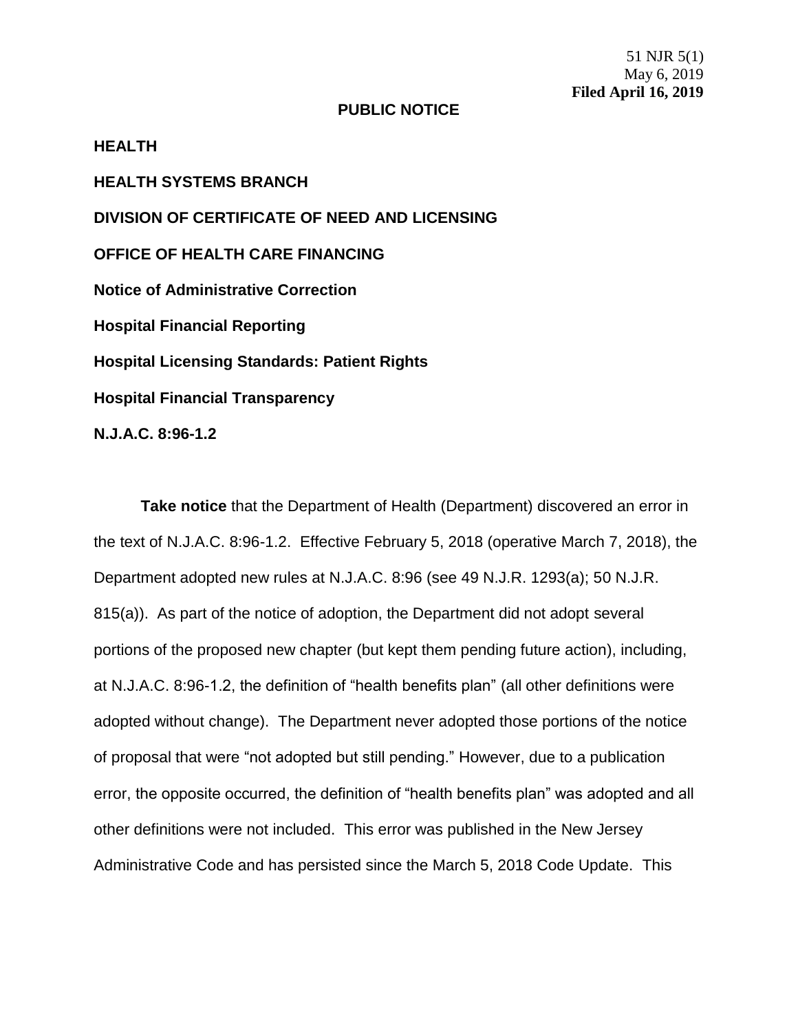51 NJR 5(1)
May 6, 2019
**Filed April 16, 2019**

**PUBLIC NOTICE**

**HEALTH**

**HEALTH SYSTEMS BRANCH**

**DIVISION OF CERTIFICATE OF NEED AND LICENSING**

**OFFICE OF HEALTH CARE FINANCING**

**Notice of Administrative Correction**

**Hospital Financial Reporting**

**Hospital Licensing Standards: Patient Rights**

**Hospital Financial Transparency**

**N.J.A.C. 8:96-1.2**

**Take notice** that the Department of Health (Department) discovered an error in the text of N.J.A.C. 8:96-1.2. Effective February 5, 2018 (operative March 7, 2018), the Department adopted new rules at N.J.A.C. 8:96 (see 49 N.J.R. 1293(a); 50 N.J.R. 815(a)). As part of the notice of adoption, the Department did not adopt several portions of the proposed new chapter (but kept them pending future action), including, at N.J.A.C. 8:96-1.2, the definition of "health benefits plan" (all other definitions were adopted without change). The Department never adopted those portions of the notice of proposal that were "not adopted but still pending." However, due to a publication error, the opposite occurred, the definition of "health benefits plan" was adopted and all other definitions were not included. This error was published in the New Jersey Administrative Code and has persisted since the March 5, 2018 Code Update. This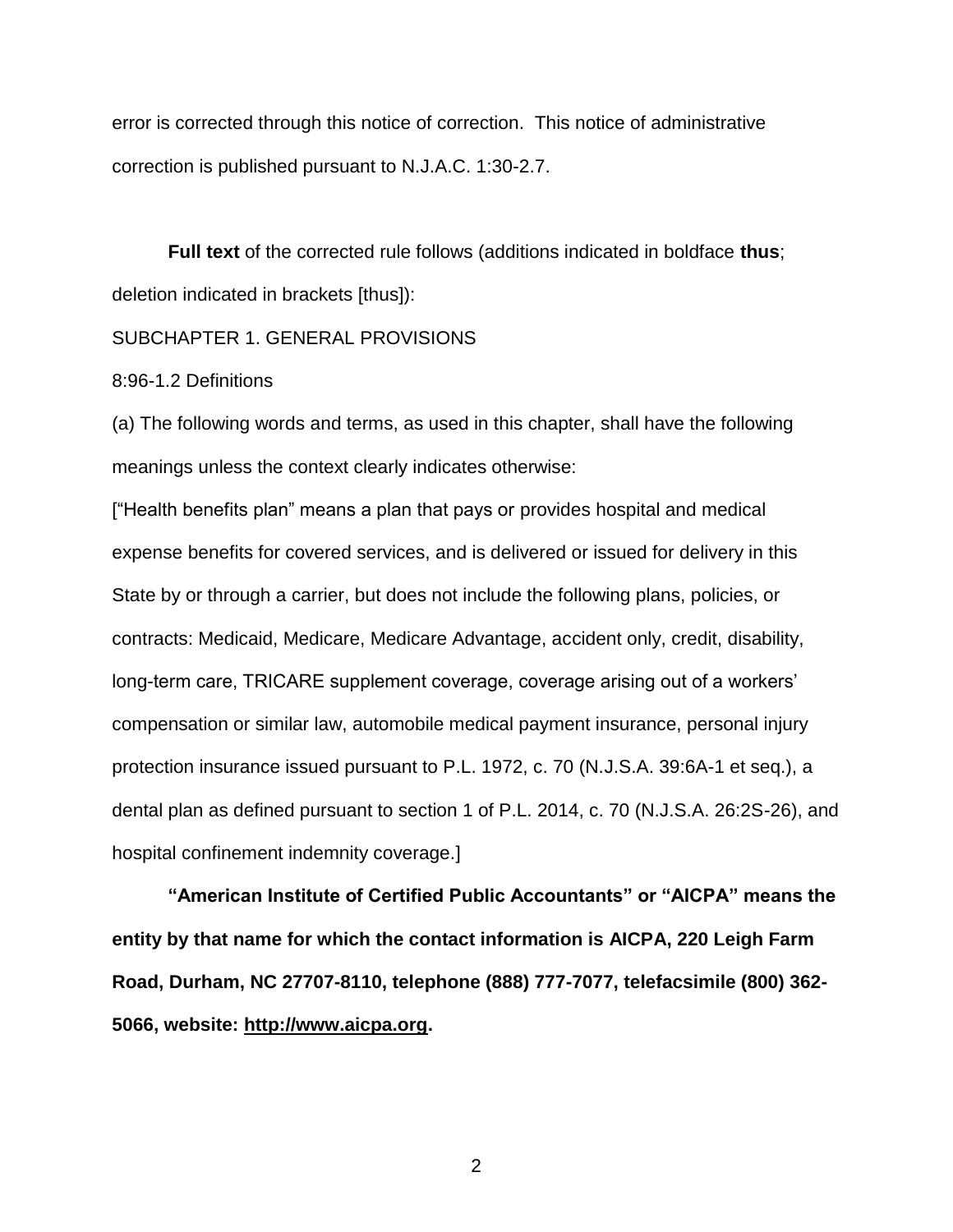error is corrected through this notice of correction. This notice of administrative correction is published pursuant to N.J.A.C. 1:30-2.7.

**Full text** of the corrected rule follows (additions indicated in boldface **thus**; deletion indicated in brackets [thus]):

SUBCHAPTER 1. GENERAL PROVISIONS

8:96-1.2 Definitions

(a) The following words and terms, as used in this chapter, shall have the following meanings unless the context clearly indicates otherwise:

["Health benefits plan" means a plan that pays or provides hospital and medical expense benefits for covered services, and is delivered or issued for delivery in this State by or through a carrier, but does not include the following plans, policies, or contracts: Medicaid, Medicare, Medicare Advantage, accident only, credit, disability, long-term care, TRICARE supplement coverage, coverage arising out of a workers' compensation or similar law, automobile medical payment insurance, personal injury protection insurance issued pursuant to P.L. 1972, c. 70 (N.J.S.A. 39:6A-1 et seq.), a dental plan as defined pursuant to section 1 of P.L. 2014, c. 70 (N.J.S.A. 26:2S-26), and hospital confinement indemnity coverage.]

**"American Institute of Certified Public Accountants" or "AICPA" means the entity by that name for which the contact information is AICPA, 220 Leigh Farm Road, Durham, NC 27707-8110, telephone (888) 777-7077, telefacsimile (800) 362-5066, website: http://www.aicpa.org.**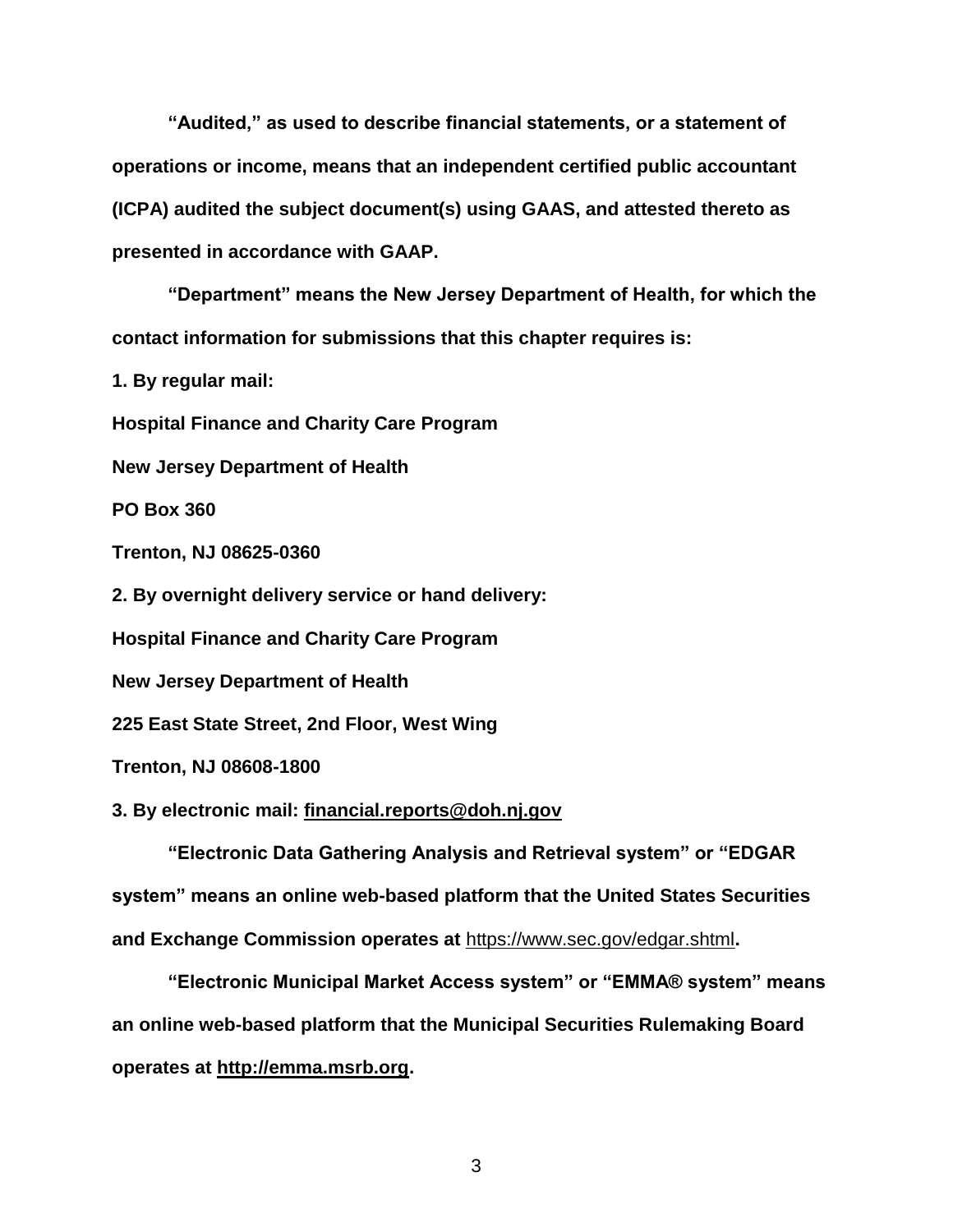**"Audited," as used to describe financial statements, or a statement of operations or income, means that an independent certified public accountant (ICPA) audited the subject document(s) using GAAS, and attested thereto as presented in accordance with GAAP.**

**"Department" means the New Jersey Department of Health, for which the contact information for submissions that this chapter requires is:**

**1. By regular mail:**

**Hospital Finance and Charity Care Program**

**New Jersey Department of Health**

**PO Box 360**

**Trenton, NJ 08625-0360**

**2. By overnight delivery service or hand delivery:**

**Hospital Finance and Charity Care Program**

**New Jersey Department of Health**

**225 East State Street, 2nd Floor, West Wing**

**Trenton, NJ 08608-1800**

**3. By electronic mail: financial.reports@doh.nj.gov**

**"Electronic Data Gathering Analysis and Retrieval system" or "EDGAR system" means an online web-based platform that the United States Securities and Exchange Commission operates at** https://www.sec.gov/edgar.shtml**.**

**"Electronic Municipal Market Access system" or "EMMA® system" means an online web-based platform that the Municipal Securities Rulemaking Board operates at http://emma.msrb.org.**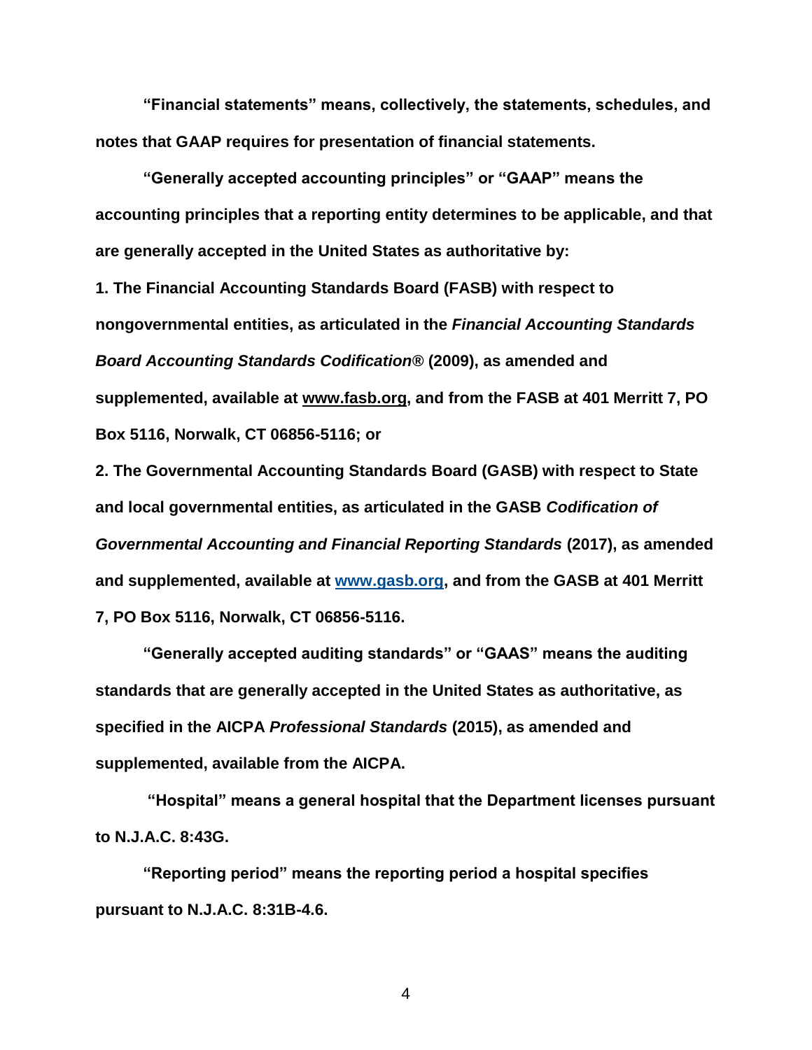**"Financial statements" means, collectively, the statements, schedules, and notes that GAAP requires for presentation of financial statements.**

**"Generally accepted accounting principles" or "GAAP" means the accounting principles that a reporting entity determines to be applicable, and that are generally accepted in the United States as authoritative by:**

**1. The Financial Accounting Standards Board (FASB) with respect to nongovernmental entities, as articulated in the *Financial Accounting Standards Board Accounting Standards Codification®* (2009), as amended and supplemented, available at www.fasb.org, and from the FASB at 401 Merritt 7, PO Box 5116, Norwalk, CT 06856-5116; or**

**2. The Governmental Accounting Standards Board (GASB) with respect to State and local governmental entities, as articulated in the GASB *Codification of Governmental Accounting and Financial Reporting Standards* (2017), as amended and supplemented, available at www.gasb.org, and from the GASB at 401 Merritt 7, PO Box 5116, Norwalk, CT 06856-5116.**

**"Generally accepted auditing standards" or "GAAS" means the auditing standards that are generally accepted in the United States as authoritative, as specified in the AICPA *Professional Standards* (2015), as amended and supplemented, available from the AICPA.**

**"Hospital" means a general hospital that the Department licenses pursuant to N.J.A.C. 8:43G.**

**"Reporting period" means the reporting period a hospital specifies pursuant to N.J.A.C. 8:31B-4.6.**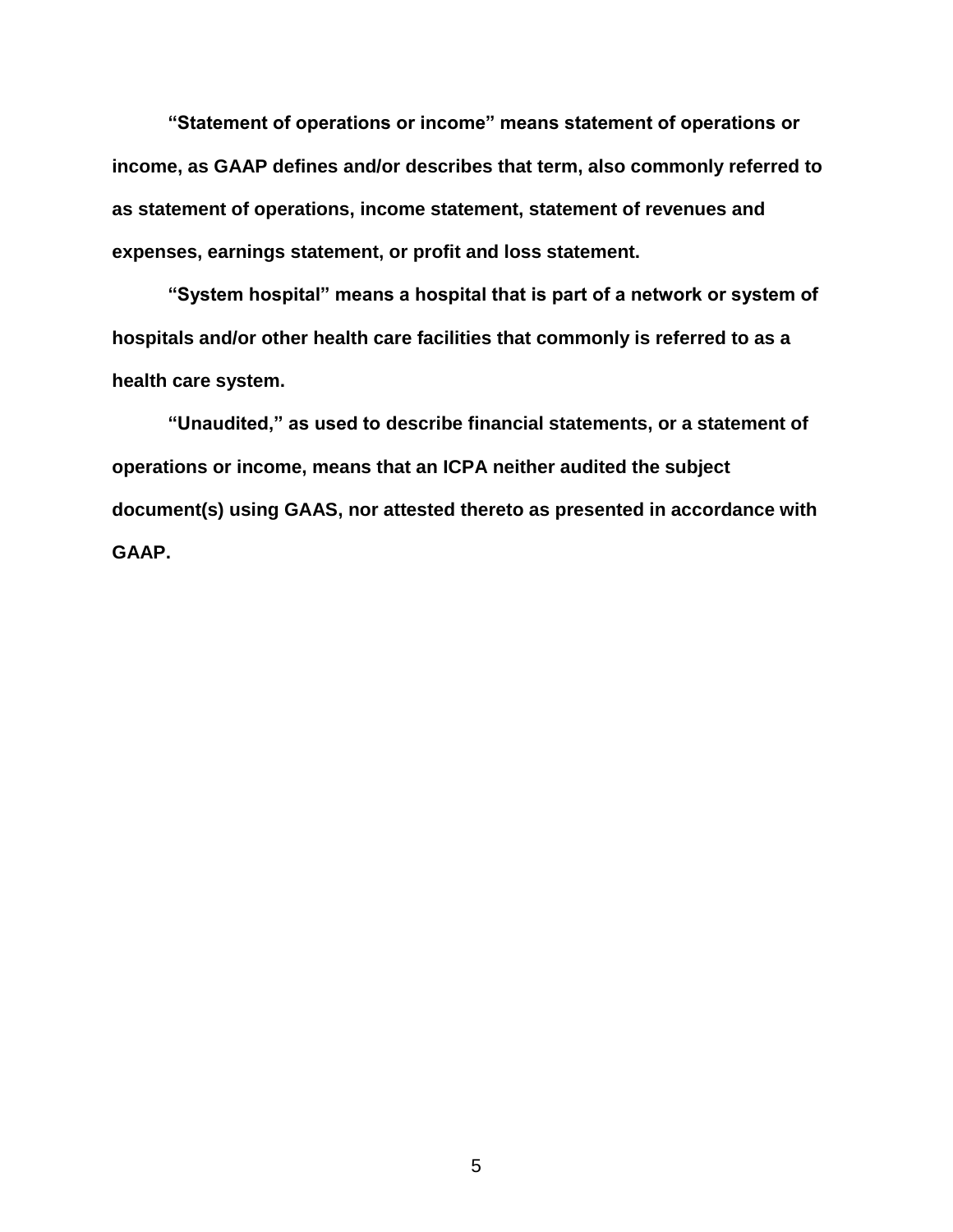**“Statement of operations or income” means statement of operations or income, as GAAP defines and/or describes that term, also commonly referred to as statement of operations, income statement, statement of revenues and expenses, earnings statement, or profit and loss statement.**

**“System hospital” means a hospital that is part of a network or system of hospitals and/or other health care facilities that commonly is referred to as a health care system.**

**“Unaudited,” as used to describe financial statements, or a statement of operations or income, means that an ICPA neither audited the subject document(s) using GAAS, nor attested thereto as presented in accordance with GAAP.**